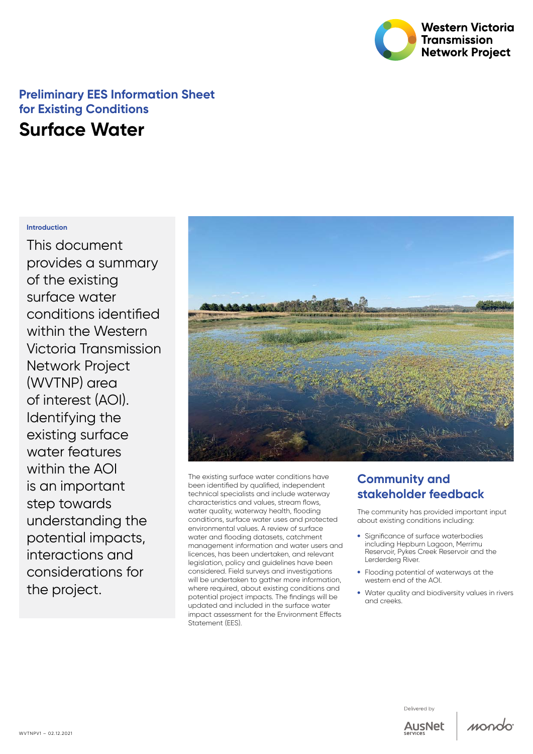Western Victoria Transmission Network Project

## Preliminary EES Information Sheet for Existing Conditions

# Surface Water

### Introduction

This document provides a summary of the existing surface water conditions identified within the Western Victoria Transmission Network Project (WVTNP) area of interest (AOI). Identifying the existing surface water features within the AOI is an important step towards understanding the potential impacts, interactions and considerations for the project.

The existing surface water conditions have been identified by qualified, independent technical specialists and include waterway characteristics and values, stream flows, water quality, waterway health, flooding conditions, surface water uses and protected environmental values. A review of surface water and flooding datasets, catchment management information and water users and licences, has been undertaken, and relevant legislation, policy and guidelines have been considered. Field surveys and investigations will be undertaken to gather more information, where required, about existing conditions and potential project impacts. The findings will be updated and included in the surface water impact assessment for the Environment Effects Statement (EES).

## Community and stakeholder feedback

The community has provided important input about existing conditions including:

- Significance of surface waterbodies including Hepburn Lagoon, Merrimu Reservoir, Pykes Creek Reservoir and the Lerderderg River.
- Flooding potential of waterways at the western end of the AOI.
- Water quality and biodiversity values in rivers and creeks.

WVTNPV1 – 02.12.2021

Delivered by AusNet Services mondo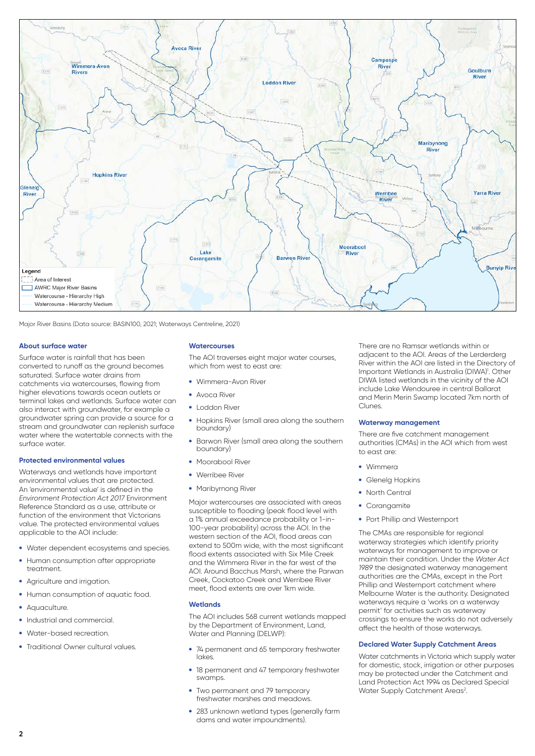Major River Basins (Data source: BASIN100, 2021; Waterways Centreline, 2021)

### About surface water

Surface water is rainfall that has been converted to runoff as the ground becomes saturated. Surface water drains from catchments via watercourses, flowing from higher elevations towards ocean outlets or terminal lakes and wetlands. Surface water can also interact with groundwater, for example a groundwater spring can provide a source for a stream and groundwater can replenish surface water where the watertable connects with the surface water.

### Protected environmental values

Waterways and wetlands have important environmental values that are protected. An 'environmental value' is defined in the *Environment Protection Act 2017* Environment Reference Standard as a use, attribute or function of the environment that Victorians value. The protected environmental values applicable to the AOI include:

- Water dependent ecosystems and species.
- Human consumption after appropriate treatment.
- Agriculture and irrigation.
- Human consumption of aquatic food.
- Aquaculture.
- Industrial and commercial.
- Water-based recreation.
- Traditional Owner cultural values.

### Watercourses

The AOI traverses eight major water courses, which from west to east are:

- Wimmera-Avon River
- Avoca River
- Loddon River
- Hopkins River (small area along the southern boundary)
- Barwon River (small area along the southern boundary)
- Moorabool River
- Werribee River
- Maribyrnong River

Major watercourses are associated with areas susceptible to flooding (peak flood level with a 1% annual exceedance probability or 1-in-100-year probability) across the AOI. In the western section of the AOI, flood areas can extend to 500m wide, with the most significant flood extents associated with Six Mile Creek and the Wimmera River in the far west of the AOI. Around Bacchus Marsh, where the Parwan Creek, Cockatoo Creek and Werribee River meet, flood extents are over 1km wide.

### Wetlands

The AOI includes 568 current wetlands mapped by the Department of Environment, Land, Water and Planning (DELWP):

- 74 permanent and 65 temporary freshwater lakes.
- 18 permanent and 47 temporary freshwater swamps.
- Two permanent and 79 temporary freshwater marshes and meadows.
- 283 unknown wetland types (generally farm dams and water impoundments).

There are no Ramsar wetlands within or adjacent to the AOI. Areas of the Lerderderg River within the AOI are listed in the Directory of Important Wetlands in Australia (DIWA)[1]. Other DIWA listed wetlands in the vicinity of the AOI include Lake Wendouree in central Ballarat and Merin Merin Swamp located 7km north of Clunes.

### Waterway management

There are five catchment management authorities (CMAs) in the AOI which from west to east are:

- Wimmera
- Glenelg Hopkins
- North Central
- Corangamite
- Port Phillip and Westernport

The CMAs are responsible for regional waterway strategies which identify priority waterways for management to improve or maintain their condition. Under the *Water Act 1989* the designated waterway management authorities are the CMAs, except in the Port Phillip and Westernport catchment where Melbourne Water is the authority. Designated waterways require a 'works on a waterway permit' for activities such as waterway crossings to ensure the works do not adversely affect the health of those waterways.

### Declared Water Supply Catchment Areas

Water catchments in Victoria which supply water for domestic, stock, irrigation or other purposes may be protected under the Catchment and Land Protection Act 1994 as Declared Special Water Supply Catchment Areas[2].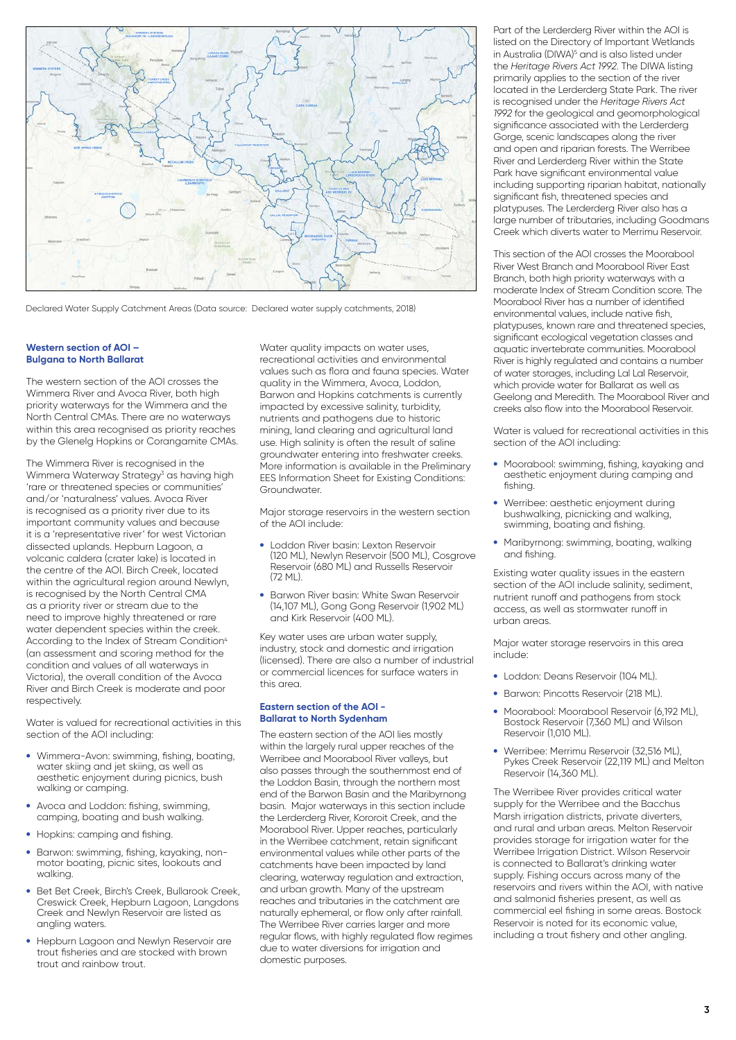Declared Water Supply Catchment Areas (Data source: Declared water supply catchments, 2018)

### Western section of AOI – Bulgana to North Ballarat

The western section of the AOI crosses the Wimmera River and Avoca River, both high priority waterways for the Wimmera and the North Central CMAs. There are no waterways within this area recognised as priority reaches by the Glenelg Hopkins or Corangamite CMAs.

The Wimmera River is recognised in the Wimmera Waterway Strategy[3] as having high 'rare or threatened species or communities' and/or 'naturalness' values. Avoca River is recognised as a priority river due to its important community values and because it is a 'representative river' for west Victorian dissected uplands. Hepburn Lagoon, a volcanic caldera (crater lake) is located in the centre of the AOI. Birch Creek, located within the agricultural region around Newlyn, is recognised by the North Central CMA as a priority river or stream due to the need to improve highly threatened or rare water dependent species within the creek. According to the Index of Stream Condition[4] (an assessment and scoring method for the condition and values of all waterways in Victoria), the overall condition of the Avoca River and Birch Creek is moderate and poor respectively.

Water is valued for recreational activities in this section of the AOI including:

- Wimmera-Avon: swimming, fishing, boating, water skiing and jet skiing, as well as aesthetic enjoyment during picnics, bush walking or camping.
- Avoca and Loddon: fishing, swimming, camping, boating and bush walking.
- Hopkins: camping and fishing.
- Barwon: swimming, fishing, kayaking, non-motor boating, picnic sites, lookouts and walking.
- Bet Bet Creek, Birch's Creek, Bullarook Creek, Creswick Creek, Hepburn Lagoon, Langdons Creek and Newlyn Reservoir are listed as angling waters.
- Hepburn Lagoon and Newlyn Reservoir are trout fisheries and are stocked with brown trout and rainbow trout.

Water quality impacts on water uses, recreational activities and environmental values such as flora and fauna species. Water quality in the Wimmera, Avoca, Loddon, Barwon and Hopkins catchments is currently impacted by excessive salinity, turbidity, nutrients and pathogens due to historic mining, land clearing and agricultural land use. High salinity is often the result of saline groundwater entering into freshwater creeks. More information is available in the Preliminary EES Information Sheet for Existing Conditions: Groundwater.

Major storage reservoirs in the western section of the AOI include:

- Loddon River basin: Lexton Reservoir (120 ML), Newlyn Reservoir (500 ML), Cosgrove Reservoir (680 ML) and Russells Reservoir (72 ML).
- Barwon River basin: White Swan Reservoir (14,107 ML), Gong Gong Reservoir (1,902 ML) and Kirk Reservoir (400 ML).

Key water uses are urban water supply, industry, stock and domestic and irrigation (licensed). There are also a number of industrial or commercial licences for surface waters in this area.

### Eastern section of the AOI - Ballarat to North Sydenham

The eastern section of the AOI lies mostly within the largely rural upper reaches of the Werribee and Moorabool River valleys, but also passes through the southernmost end of the Loddon Basin, through the northern most end of the Barwon Basin and the Maribyrnong basin. Major waterways in this section include the Lerderderg River, Kororoit Creek, and the Moorabool River. Upper reaches, particularly in the Werribee catchment, retain significant environmental values while other parts of the catchments have been impacted by land clearing, waterway regulation and extraction, and urban growth. Many of the upstream reaches and tributaries in the catchment are naturally ephemeral, or flow only after rainfall. The Werribee River carries larger and more regular flows, with highly regulated flow regimes due to water diversions for irrigation and domestic purposes.

Part of the Lerderderg River within the AOI is listed on the Directory of Important Wetlands in Australia (DIWA)[5] and is also listed under the *Heritage Rivers Act 1992*. The DIWA listing primarily applies to the section of the river located in the Lerderderg State Park. The river is recognised under the *Heritage Rivers Act 1992* for the geological and geomorphological significance associated with the Lerderderg Gorge, scenic landscapes along the river and open and riparian forests. The Werribee River and Lerderderg River within the State Park have significant environmental value including supporting riparian habitat, nationally significant fish, threatened species and platypuses. The Lerderderg River also has a large number of tributaries, including Goodmans Creek which diverts water to Merrimu Reservoir.

This section of the AOI crosses the Moorabool River West Branch and Moorabool River East Branch, both high priority waterways with a moderate Index of Stream Condition score. The Moorabool River has a number of identified environmental values, include native fish, platypuses, known rare and threatened species, significant ecological vegetation classes and aquatic invertebrate communities. Moorabool River is highly regulated and contains a number of water storages, including Lal Lal Reservoir, which provide water for Ballarat as well as Geelong and Meredith. The Moorabool River and creeks also flow into the Moorabool Reservoir.

Water is valued for recreational activities in this section of the AOI including:

- Moorabool: swimming, fishing, kayaking and aesthetic enjoyment during camping and fishing.
- Werribee: aesthetic enjoyment during bushwalking, picnicking and walking, swimming, boating and fishing.
- Maribyrnong: swimming, boating, walking and fishing.

Existing water quality issues in the eastern section of the AOI include salinity, sediment, nutrient runoff and pathogens from stock access, as well as stormwater runoff in urban areas.

Major water storage reservoirs in this area include:

- Loddon: Deans Reservoir (104 ML).
- Barwon: Pincotts Reservoir (218 ML).
- Moorabool: Moorabool Reservoir (6,192 ML), Bostock Reservoir (7,360 ML) and Wilson Reservoir (1,010 ML).
- Werribee: Merrimu Reservoir (32,516 ML), Pykes Creek Reservoir (22,119 ML) and Melton Reservoir (14,360 ML).

The Werribee River provides critical water supply for the Werribee and the Bacchus Marsh irrigation districts, private diverters, and rural and urban areas. Melton Reservoir provides storage for irrigation water for the Werribee Irrigation District. Wilson Reservoir is connected to Ballarat's drinking water supply. Fishing occurs across many of the reservoirs and rivers within the AOI, with native and salmonid fisheries present, as well as commercial eel fishing in some areas. Bostock Reservoir is noted for its economic value, including a trout fishery and other angling.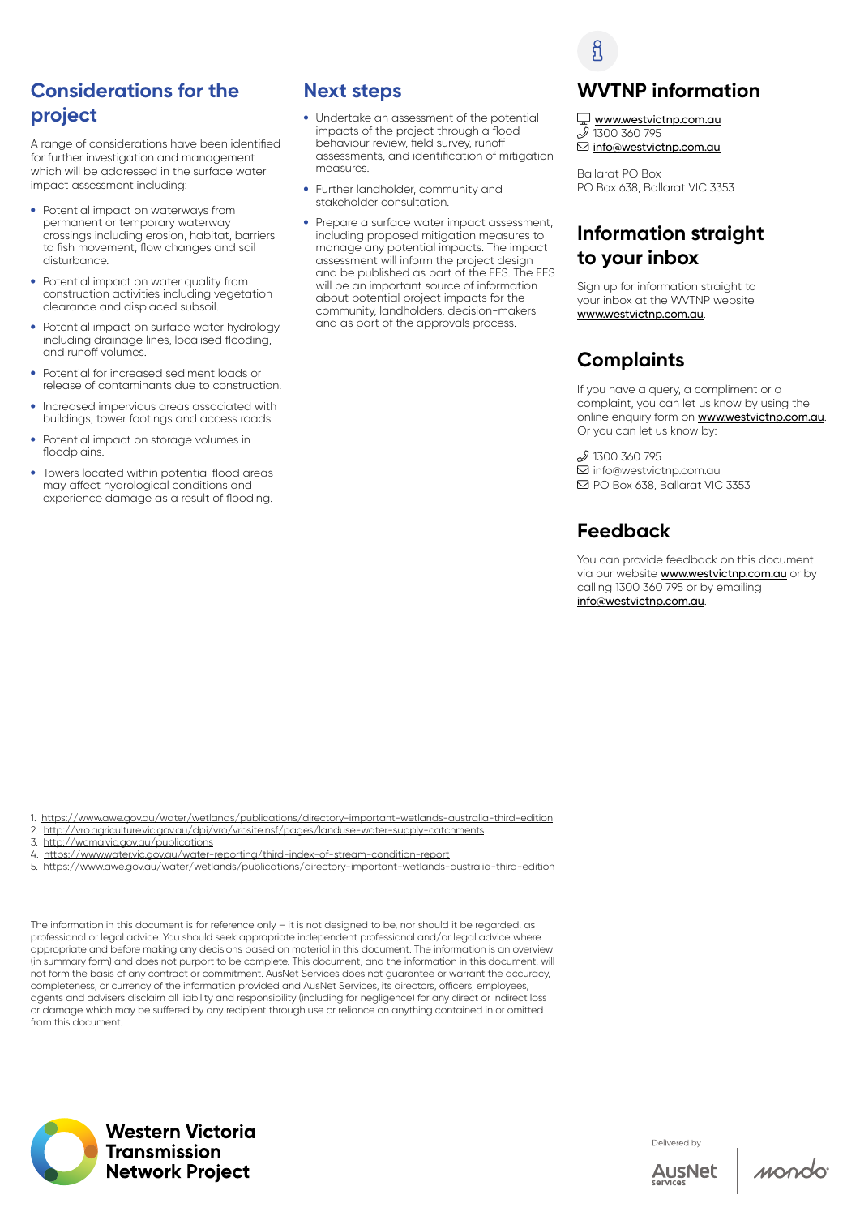## Considerations for the project

A range of considerations have been identified for further investigation and management which will be addressed in the surface water impact assessment including:

- Potential impact on waterways from permanent or temporary waterway crossings including erosion, habitat, barriers to fish movement, flow changes and soil disturbance.
- Potential impact on water quality from construction activities including vegetation clearance and displaced subsoil.
- Potential impact on surface water hydrology including drainage lines, localised flooding, and runoff volumes.
- Potential for increased sediment loads or release of contaminants due to construction.
- Increased impervious areas associated with buildings, tower footings and access roads.
- Potential impact on storage volumes in floodplains.
- Towers located within potential flood areas may affect hydrological conditions and experience damage as a result of flooding.

## Next steps

- Undertake an assessment of the potential impacts of the project through a flood behaviour review, field survey, runoff assessments, and identification of mitigation measures.
- Further landholder, community and stakeholder consultation.
- Prepare a surface water impact assessment, including proposed mitigation measures to manage any potential impacts. The impact assessment will inform the project design and be published as part of the EES. The EES will be an important source of information about potential project impacts for the community, landholders, decision-makers and as part of the approvals process.

## WVTNP information

www.westvictnp.com.au
1300 360 795
info@westvictnp.com.au

Ballarat PO Box
PO Box 638, Ballarat VIC 3353

## Information straight to your inbox

Sign up for information straight to your inbox at the WVTNP website www.westvictnp.com.au.

## Complaints

If you have a query, a compliment or a complaint, you can let us know by using the online enquiry form on www.westvictnp.com.au. Or you can let us know by:

1300 360 795
info@westvictnp.com.au
PO Box 638, Ballarat VIC 3353

## Feedback

You can provide feedback on this document via our website www.westvictnp.com.au or by calling 1300 360 795 or by emailing info@westvictnp.com.au.

1. https://www.awe.gov.au/water/wetlands/publications/directory-important-wetlands-australia-third-edition
2. http://vro.agriculture.vic.gov.au/dpi/vro/vrosite.nsf/pages/landuse-water-supply-catchments
3. http://wcma.vic.gov.au/publications
4. https://www.water.vic.gov.au/water-reporting/third-index-of-stream-condition-report
5. https://www.awe.gov.au/water/wetlands/publications/directory-important-wetlands-australia-third-edition

The information in this document is for reference only – it is not designed to be, nor should it be regarded, as professional or legal advice. You should seek appropriate independent professional and/or legal advice where appropriate and before making any decisions based on material in this document. The information is an overview (in summary form) and does not purport to be complete. This document, and the information in this document, will not form the basis of any contract or commitment. AusNet Services does not guarantee or warrant the accuracy, completeness, or currency of the information provided and AusNet Services, its directors, officers, employees, agents and advisers disclaim all liability and responsibility (including for negligence) for any direct or indirect loss or damage which may be suffered by any recipient through use or reliance on anything contained in or omitted from this document.

Western Victoria Transmission Network Project

Delivered by

AusNet services

mondo